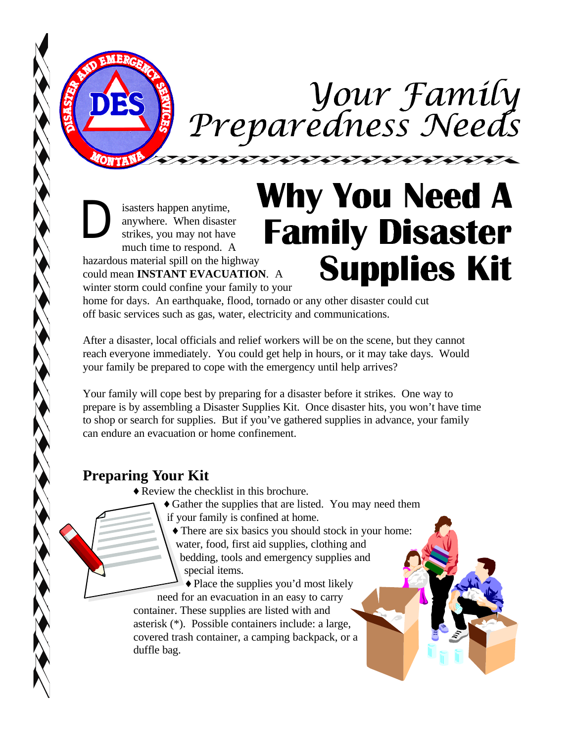DISASTER AND EMERGENCY SERVICES
DES
MONTANA

# Your Family Preparedness Needs

# Why You Need A Family Disaster Supplies Kit

Disasters happen anytime, anywhere. When disaster strikes, you may not have much time to respond. A hazardous material spill on the highway could mean **INSTANT EVACUATION**. A winter storm could confine your family to your home for days. An earthquake, flood, tornado or any other disaster could cut off basic services such as gas, water, electricity and communications.

After a disaster, local officials and relief workers will be on the scene, but they cannot reach everyone immediately. You could get help in hours, or it may take days. Would your family be prepared to cope with the emergency until help arrives?

Your family will cope best by preparing for a disaster before it strikes. One way to prepare is by assembling a Disaster Supplies Kit. Once disaster hits, you won't have time to shop or search for supplies. But if you've gathered supplies in advance, your family can endure an evacuation or home confinement.

## Preparing Your Kit

- Review the checklist in this brochure.
- Gather the supplies that are listed. You may need them if your family is confined at home.
- There are six basics you should stock in your home: water, food, first aid supplies, clothing and bedding, tools and emergency supplies and special items.
- Place the supplies you'd most likely need for an evacuation in an easy to carry container. These supplies are listed with and asterisk (*). Possible containers include: a large, covered trash container, a camping backpack, or a duffle bag.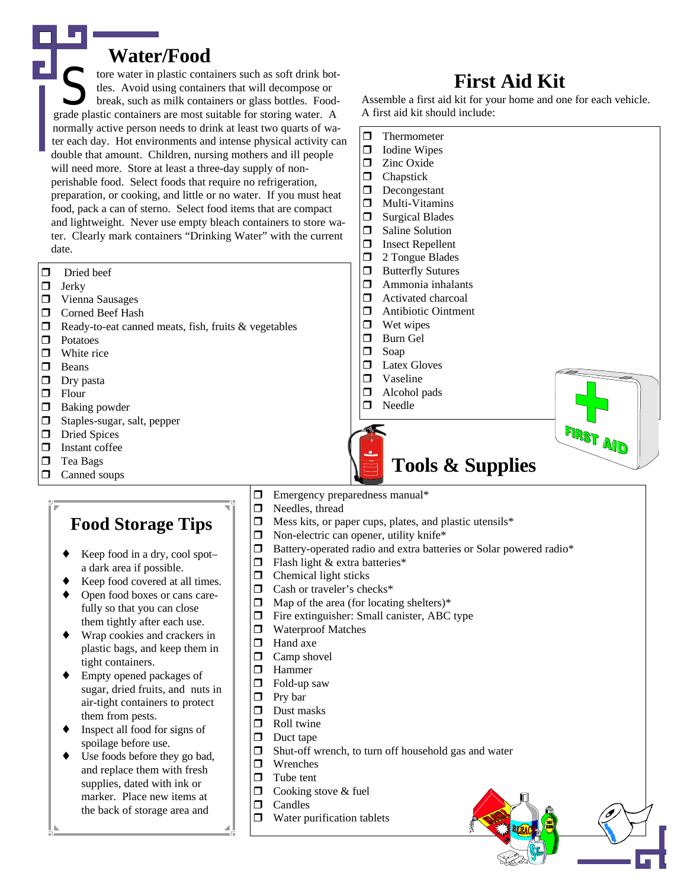## Water/Food

Store water in plastic containers such as soft drink bottles. Avoid using containers that will decompose or break, such as milk containers or glass bottles. Food-grade plastic containers are most suitable for storing water. A normally active person needs to drink at least two quarts of water each day. Hot environments and intense physical activity can double that amount. Children, nursing mothers and ill people will need more. Store at least a three-day supply of non-perishable food. Select foods that require no refrigeration, preparation, or cooking, and little or no water. If you must heat food, pack a can of sterno. Select food items that are compact and lightweight. Never use empty bleach containers to store water. Clearly mark containers "Drinking Water" with the current date.

- ❒ Dried beef
- ❒ Jerky
- ❒ Vienna Sausages
- ❒ Corned Beef Hash
- ❒ Ready-to-eat canned meats, fish, fruits & vegetables
- ❒ Potatoes
- ❒ White rice
- ❒ Beans
- ❒ Dry pasta
- ❒ Flour
- ❒ Baking powder
- ❒ Staples-sugar, salt, pepper
- ❒ Dried Spices
- ❒ Instant coffee
- ❒ Tea Bags
- ❒ Canned soups

## First Aid Kit

Assemble a first aid kit for your home and one for each vehicle. A first aid kit should include:

- ❒ Thermometer
- ❒ Iodine Wipes
- ❒ Zinc Oxide
- ❒ Chapstick
- ❒ Decongestant
- ❒ Multi-Vitamins
- ❒ Surgical Blades
- ❒ Saline Solution
- ❒ Insect Repellent
- ❒ 2 Tongue Blades
- ❒ Butterfly Sutures
- ❒ Ammonia inhalants
- ❒ Activated charcoal
- ❒ Antibiotic Ointment
- ❒ Wet wipes
- ❒ Burn Gel
- ❒ Soap
- ❒ Latex Gloves
- ❒ Vaseline
- ❒ Alcohol pads
- ❒ Needle

## Food Storage Tips

- Keep food in a dry, cool spot–a dark area if possible.
- Keep food covered at all times.
- Open food boxes or cans carefully so that you can close them tightly after each use.
- Wrap cookies and crackers in plastic bags, and keep them in tight containers.
- Empty opened packages of sugar, dried fruits, and nuts in air-tight containers to protect them from pests.
- Inspect all food for signs of spoilage before use.
- Use foods before they go bad, and replace them with fresh supplies, dated with ink or marker. Place new items at the back of storage area and

## Tools & Supplies

- ❒ Emergency preparedness manual*
- ❒ Needles, thread
- ❒ Mess kits, or paper cups, plates, and plastic utensils*
- ❒ Non-electric can opener, utility knife*
- ❒ Battery-operated radio and extra batteries or Solar powered radio*
- ❒ Flash light & extra batteries*
- ❒ Chemical light sticks
- ❒ Cash or traveler's checks*
- ❒ Map of the area (for locating shelters)*
- ❒ Fire extinguisher: Small canister, ABC type
- ❒ Waterproof Matches
- ❒ Hand axe
- ❒ Camp shovel
- ❒ Hammer
- ❒ Fold-up saw
- ❒ Pry bar
- ❒ Dust masks
- ❒ Roll twine
- ❒ Duct tape
- ❒ Shut-off wrench, to turn off household gas and water
- ❒ Wrenches
- ❒ Tube tent
- ❒ Cooking stove & fuel
- ❒ Candles
- ❒ Water purification tablets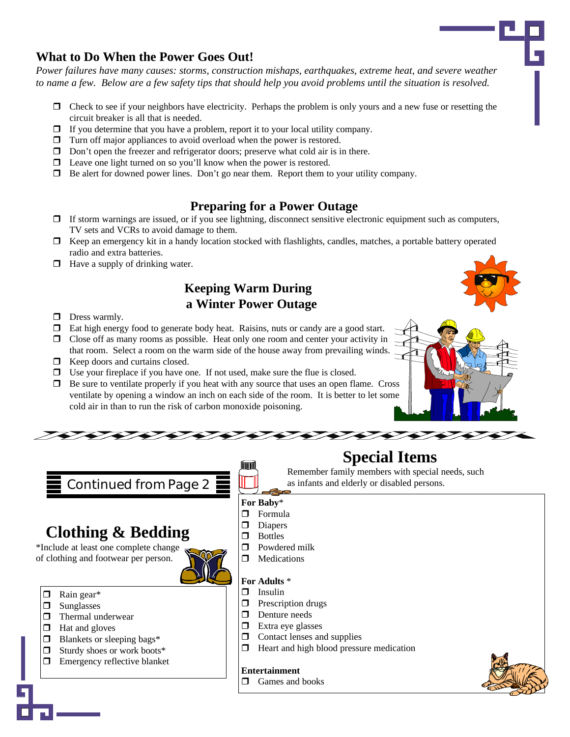## What to Do When the Power Goes Out!

*Power failures have many causes: storms, construction mishaps, earthquakes, extreme heat, and severe weather to name a few. Below are a few safety tips that should help you avoid problems until the situation is resolved.*

- ❒ Check to see if your neighbors have electricity. Perhaps the problem is only yours and a new fuse or resetting the circuit breaker is all that is needed.
- ❒ If you determine that you have a problem, report it to your local utility company.
- ❒ Turn off major appliances to avoid overload when the power is restored.
- ❒ Don't open the freezer and refrigerator doors; preserve what cold air is in there.
- ❒ Leave one light turned on so you'll know when the power is restored.
- ❒ Be alert for downed power lines. Don't go near them. Report them to your utility company.

## Preparing for a Power Outage

- ❒ If storm warnings are issued, or if you see lightning, disconnect sensitive electronic equipment such as computers, TV sets and VCRs to avoid damage to them.
- ❒ Keep an emergency kit in a handy location stocked with flashlights, candles, matches, a portable battery operated radio and extra batteries.
- ❒ Have a supply of drinking water.

## Keeping Warm During a Winter Power Outage

- ❒ Dress warmly.
- ❒ Eat high energy food to generate body heat. Raisins, nuts or candy are a good start.
- ❒ Close off as many rooms as possible. Heat only one room and center your activity in that room. Select a room on the warm side of the house away from prevailing winds.
- ❒ Keep doors and curtains closed.
- ❒ Use your fireplace if you have one. If not used, make sure the flue is closed.
- ❒ Be sure to ventilate properly if you heat with any source that uses an open flame. Cross ventilate by opening a window an inch on each side of the room. It is better to let some cold air in than to run the risk of carbon monoxide poisoning.

---

Continued from Page 2

## Clothing & Bedding

*Include at least one complete change of clothing and footwear per person.

- ❒ Rain gear*
- ❒ Sunglasses
- ❒ Thermal underwear
- ❒ Hat and gloves
- ❒ Blankets or sleeping bags*
- ❒ Sturdy shoes or work boots*
- ❒ Emergency reflective blanket

## Special Items

Remember family members with special needs, such as infants and elderly or disabled persons.

**For Baby***

- ❒ Formula
- ❒ Diapers
- ❒ Bottles
- ❒ Powdered milk
- ❒ Medications

**For Adults** *

- ❒ Insulin
- ❒ Prescription drugs
- ❒ Denture needs
- ❒ Extra eye glasses
- ❒ Contact lenses and supplies
- ❒ Heart and high blood pressure medication

**Entertainment**

- ❒ Games and books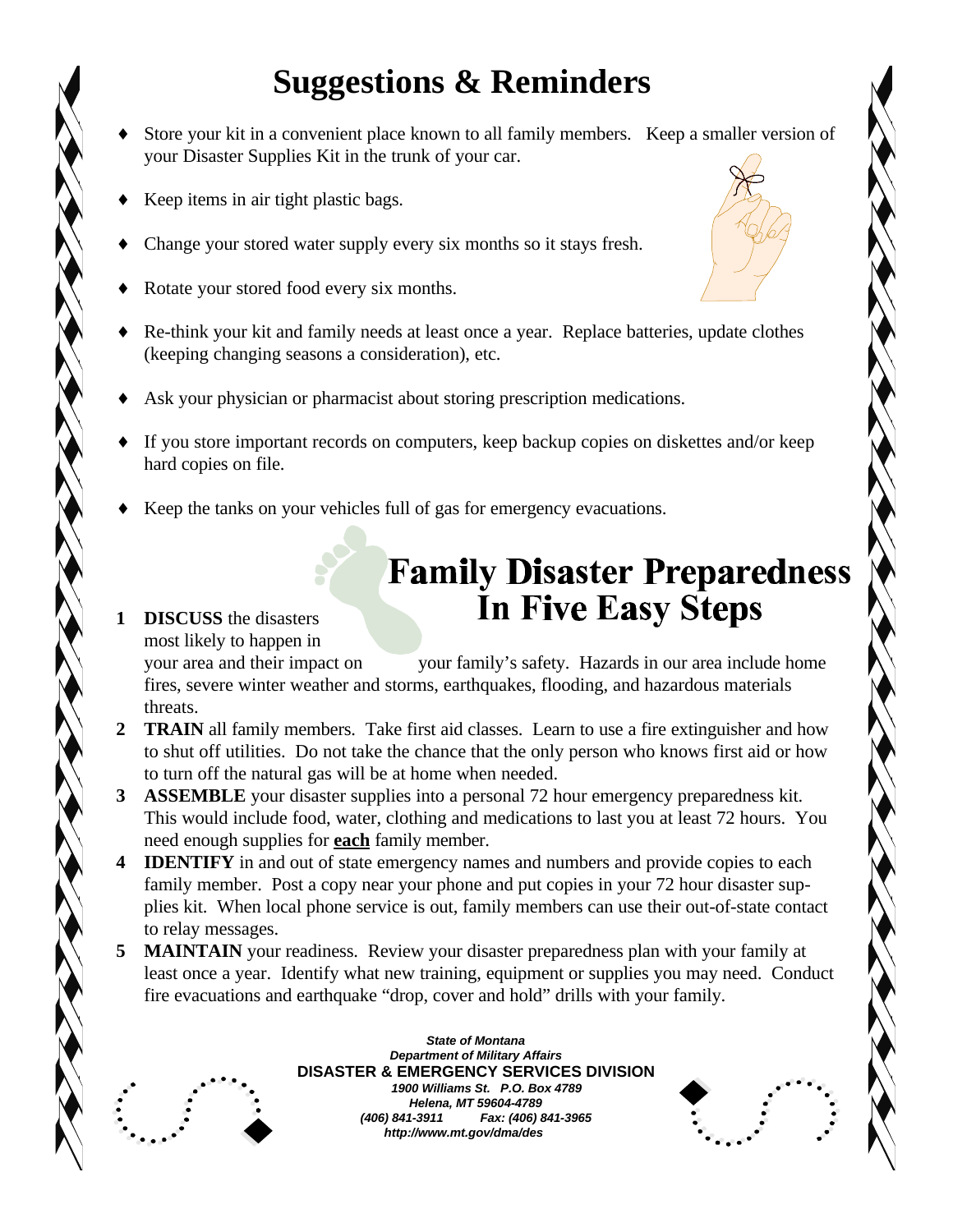# Suggestions & Reminders

- Store your kit in a convenient place known to all family members. Keep a smaller version of your Disaster Supplies Kit in the trunk of your car.
- Keep items in air tight plastic bags.
- Change your stored water supply every six months so it stays fresh.
- Rotate your stored food every six months.
- Re-think your kit and family needs at least once a year. Replace batteries, update clothes (keeping changing seasons a consideration), etc.
- Ask your physician or pharmacist about storing prescription medications.
- If you store important records on computers, keep backup copies on diskettes and/or keep hard copies on file.
- Keep the tanks on your vehicles full of gas for emergency evacuations.

# Family Disaster Preparedness In Five Easy Steps

1. **DISCUSS** the disasters most likely to happen in your area and their impact on your family's safety. Hazards in our area include home fires, severe winter weather and storms, earthquakes, flooding, and hazardous materials threats.
2. **TRAIN** all family members. Take first aid classes. Learn to use a fire extinguisher and how to shut off utilities. Do not take the chance that the only person who knows first aid or how to turn off the natural gas will be at home when needed.
3. **ASSEMBLE** your disaster supplies into a personal 72 hour emergency preparedness kit. This would include food, water, clothing and medications to last you at least 72 hours. You need enough supplies for **each** family member.
4. **IDENTIFY** in and out of state emergency names and numbers and provide copies to each family member. Post a copy near your phone and put copies in your 72 hour disaster supplies kit. When local phone service is out, family members can use their out-of-state contact to relay messages.
5. **MAINTAIN** your readiness. Review your disaster preparedness plan with your family at least once a year. Identify what new training, equipment or supplies you may need. Conduct fire evacuations and earthquake "drop, cover and hold" drills with your family.

*State of Montana*
*Department of Military Affairs*
**DISASTER & EMERGENCY SERVICES DIVISION**
*1900 Williams St. P.O. Box 4789*
*Helena, MT 59604-4789*
*(406) 841-3911 Fax: (406) 841-3965*
*http://www.mt.gov/dma/des*